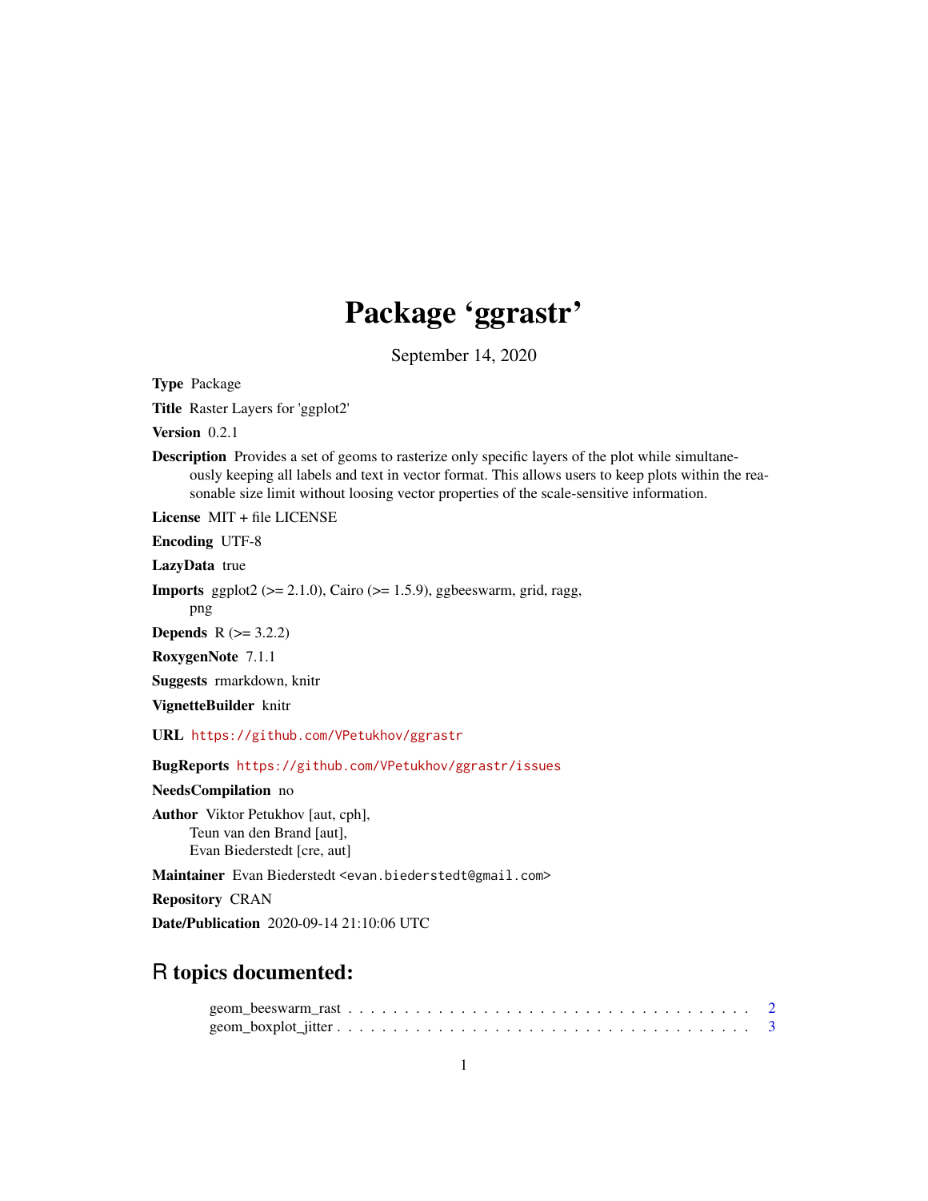# Package 'ggrastr'

September 14, 2020

**Type** Package

**Title** Raster Layers for 'ggplot2'

**Version** 0.2.1

**Description** Provides a set of geoms to rasterize only specific layers of the plot while simultaneously keeping all labels and text in vector format. This allows users to keep plots within the reasonable size limit without loosing vector properties of the scale-sensitive information.

**License** MIT + file LICENSE

**Encoding** UTF-8

**LazyData** true

**Imports** ggplot2 (>= 2.1.0), Cairo (>= 1.5.9), ggbeeswarm, grid, ragg, png

**Depends** R (>= 3.2.2)

**RoxygenNote** 7.1.1

**Suggests** rmarkdown, knitr

**VignetteBuilder** knitr

**URL** https://github.com/VPetukhov/ggrastr

**BugReports** https://github.com/VPetukhov/ggrastr/issues

**NeedsCompilation** no

**Author** Viktor Petukhov [aut, cph],
Teun van den Brand [aut],
Evan Biederstedt [cre, aut]

**Maintainer** Evan Biederstedt <evan.biederstedt@gmail.com>

**Repository** CRAN

**Date/Publication** 2020-09-14 21:10:06 UTC

## R topics documented:

geom_beeswarm_rast . . . . . . . . . . . . . . . . . . . . . . . . . . . . . . . . . . . 2
geom_boxplot_jitter . . . . . . . . . . . . . . . . . . . . . . . . . . . . . . . . . . . 3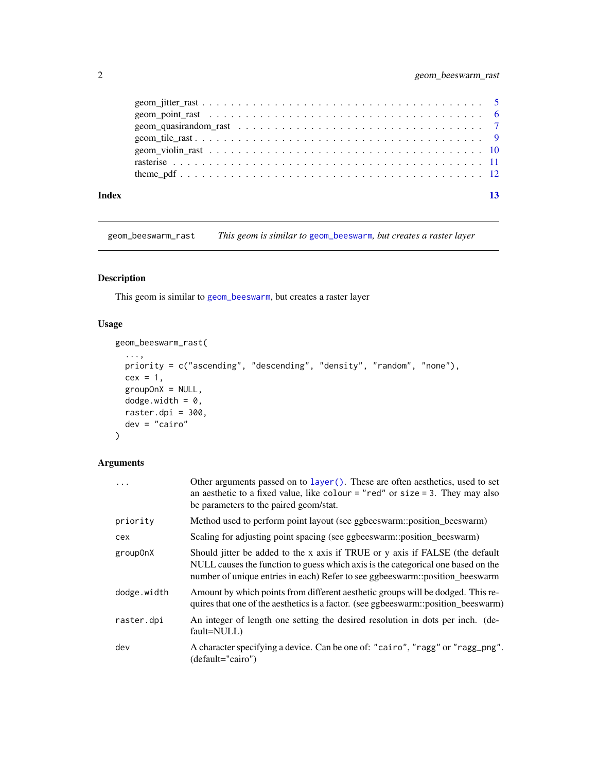geom_jitter_rast . . . . . . . . . . . . . . . . . . . . . . . . . . . . . . . . . . . 5
geom_point_rast . . . . . . . . . . . . . . . . . . . . . . . . . . . . . . . . . . . 6
geom_quasirandom_rast . . . . . . . . . . . . . . . . . . . . . . . . . . . . . . . . 7
geom_tile_rast . . . . . . . . . . . . . . . . . . . . . . . . . . . . . . . . . . . . 9
geom_violin_rast . . . . . . . . . . . . . . . . . . . . . . . . . . . . . . . . . . . 10
rasterise . . . . . . . . . . . . . . . . . . . . . . . . . . . . . . . . . . . . . . 11
theme_pdf . . . . . . . . . . . . . . . . . . . . . . . . . . . . . . . . . . . . . . 12

**Index** **13**

---

`geom_beeswarm_rast` *This geom is similar to `geom_beeswarm`, but creates a raster layer*

---

## Description

This geom is similar to `geom_beeswarm`, but creates a raster layer

## Usage

```
geom_beeswarm_rast(
  ...,
  priority = c("ascending", "descending", "density", "random", "none"),
  cex = 1,
  groupOnX = NULL,
  dodge.width = 0,
  raster.dpi = 300,
  dev = "cairo"
)
```

## Arguments

| | |
|---|---|
| `...` | Other arguments passed on to `layer()`. These are often aesthetics, used to set an aesthetic to a fixed value, like `colour = "red"` or `size = 3`. They may also be parameters to the paired geom/stat. |
| `priority` | Method used to perform point layout (see ggbeeswarm::position_beeswarm) |
| `cex` | Scaling for adjusting point spacing (see ggbeeswarm::position_beeswarm) |
| `groupOnX` | Should jitter be added to the x axis if TRUE or y axis if FALSE (the default NULL causes the function to guess which axis is the categorical one based on the number of unique entries in each) Refer to see ggbeeswarm::position_beeswarm |
| `dodge.width` | Amount by which points from different aesthetic groups will be dodged. This requires that one of the aesthetics is a factor. (see ggbeeswarm::position_beeswarm) |
| `raster.dpi` | An integer of length one setting the desired resolution in dots per inch. (default=NULL) |
| `dev` | A character specifying a device. Can be one of: `"cairo"`, `"ragg"` or `"ragg_png"`. (default="cairo") |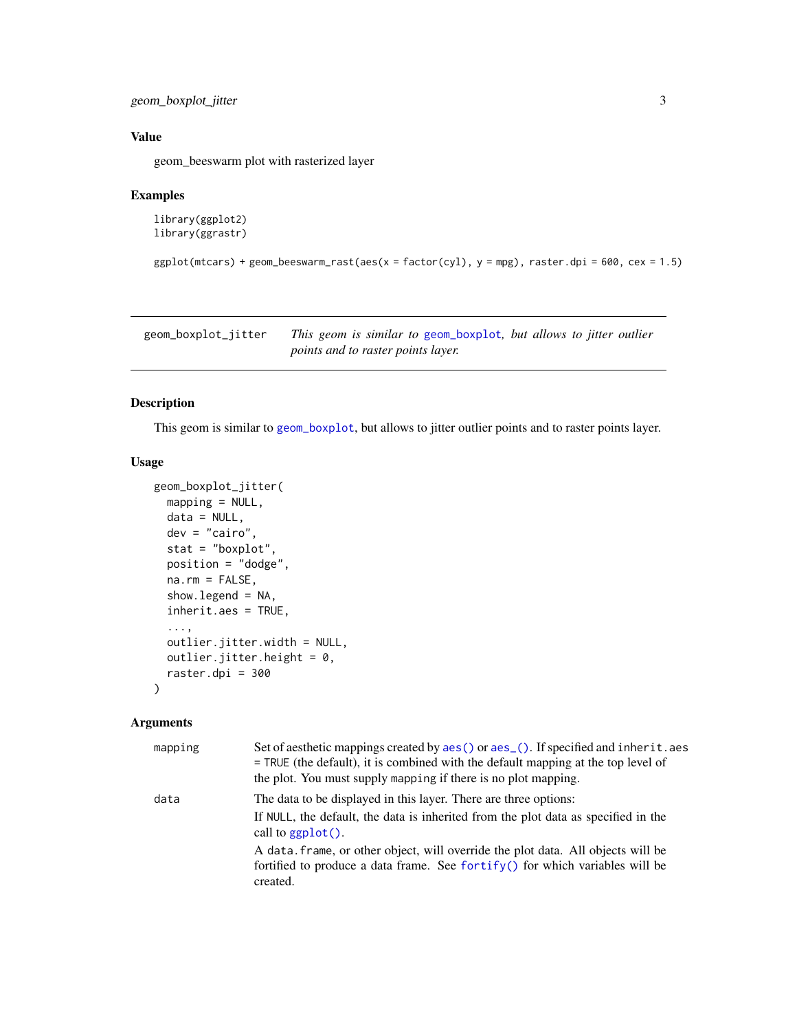## Value

geom_beeswarm plot with rasterized layer

## Examples

```
library(ggplot2)
library(ggrastr)

ggplot(mtcars) + geom_beeswarm_rast(aes(x = factor(cyl), y = mpg), raster.dpi = 600, cex = 1.5)
```

---

| geom_boxplot_jitter | *This geom is similar to geom_boxplot, but allows to jitter outlier points and to raster points layer.* |
|---|---|

## Description

This geom is similar to geom_boxplot, but allows to jitter outlier points and to raster points layer.

## Usage

```
geom_boxplot_jitter(
  mapping = NULL,
  data = NULL,
  dev = "cairo",
  stat = "boxplot",
  position = "dodge",
  na.rm = FALSE,
  show.legend = NA,
  inherit.aes = TRUE,
  ...,
  outlier.jitter.width = NULL,
  outlier.jitter.height = 0,
  raster.dpi = 300
)
```

## Arguments

| | |
|---|---|
| mapping | Set of aesthetic mappings created by aes() or aes_(). If specified and inherit.aes = TRUE (the default), it is combined with the default mapping at the top level of the plot. You must supply mapping if there is no plot mapping. |
| data | The data to be displayed in this layer. There are three options:<br>If NULL, the default, the data is inherited from the plot data as specified in the call to ggplot().<br>A data.frame, or other object, will override the plot data. All objects will be fortified to produce a data frame. See fortify() for which variables will be created. |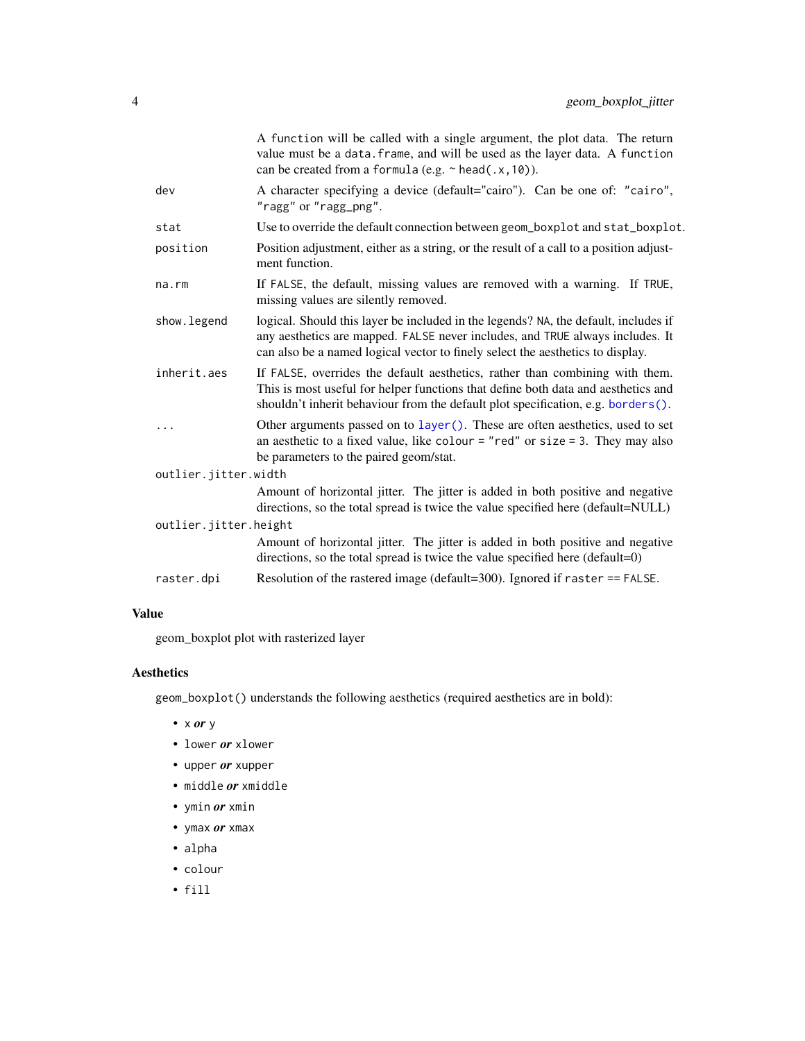| | |
|---|---|
| | A function will be called with a single argument, the plot data. The return value must be a data.frame, and will be used as the layer data. A function can be created from a formula (e.g. ~ head(.x,10)). |
| dev | A character specifying a device (default="cairo"). Can be one of: "cairo", "ragg" or "ragg_png". |
| stat | Use to override the default connection between geom_boxplot and stat_boxplot. |
| position | Position adjustment, either as a string, or the result of a call to a position adjustment function. |
| na.rm | If FALSE, the default, missing values are removed with a warning. If TRUE, missing values are silently removed. |
| show.legend | logical. Should this layer be included in the legends? NA, the default, includes if any aesthetics are mapped. FALSE never includes, and TRUE always includes. It can also be a named logical vector to finely select the aesthetics to display. |
| inherit.aes | If FALSE, overrides the default aesthetics, rather than combining with them. This is most useful for helper functions that define both data and aesthetics and shouldn't inherit behaviour from the default plot specification, e.g. borders(). |
| ... | Other arguments passed on to layer(). These are often aesthetics, used to set an aesthetic to a fixed value, like colour = "red" or size = 3. They may also be parameters to the paired geom/stat. |
| outlier.jitter.width | Amount of horizontal jitter. The jitter is added in both positive and negative directions, so the total spread is twice the value specified here (default=NULL) |
| outlier.jitter.height | Amount of horizontal jitter. The jitter is added in both positive and negative directions, so the total spread is twice the value specified here (default=0) |
| raster.dpi | Resolution of the rastered image (default=300). Ignored if raster == FALSE. |

## Value

geom_boxplot plot with rasterized layer

## Aesthetics

geom_boxplot() understands the following aesthetics (required aesthetics are in bold):

- x ***or*** y
- lower ***or*** xlower
- upper ***or*** xupper
- middle ***or*** xmiddle
- ymin ***or*** xmin
- ymax ***or*** xmax
- alpha
- colour
- fill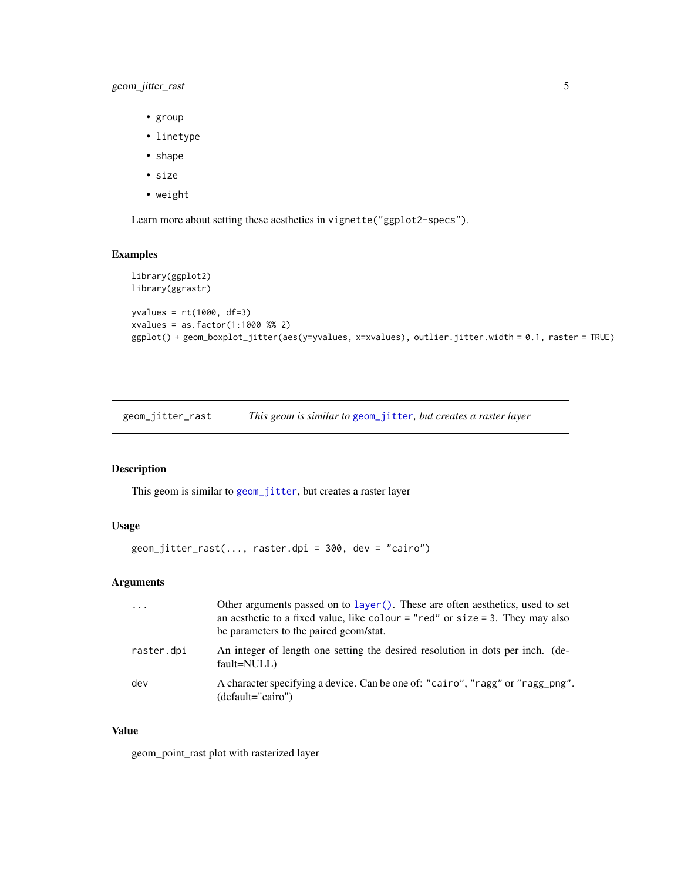- group
- linetype
- shape
- size
- weight

Learn more about setting these aesthetics in `vignette("ggplot2-specs")`.

### Examples

```
library(ggplot2)
library(ggrastr)

yvalues = rt(1000, df=3)
xvalues = as.factor(1:1000 %% 2)
ggplot() + geom_boxplot_jitter(aes(y=yvalues, x=xvalues), outlier.jitter.width = 0.1, raster = TRUE)
```

---

## geom_jitter_rast — *This geom is similar to geom_jitter, but creates a raster layer*

### Description

This geom is similar to `geom_jitter`, but creates a raster layer

### Usage

```
geom_jitter_rast(..., raster.dpi = 300, dev = "cairo")
```

### Arguments

| | |
|---|---|
| `...` | Other arguments passed on to `layer()`. These are often aesthetics, used to set an aesthetic to a fixed value, like `colour = "red"` or `size = 3`. They may also be parameters to the paired geom/stat. |
| `raster.dpi` | An integer of length one setting the desired resolution in dots per inch. (default=NULL) |
| `dev` | A character specifying a device. Can be one of: `"cairo"`, `"ragg"` or `"ragg_png"`. (default="cairo") |

### Value

geom_point_rast plot with rasterized layer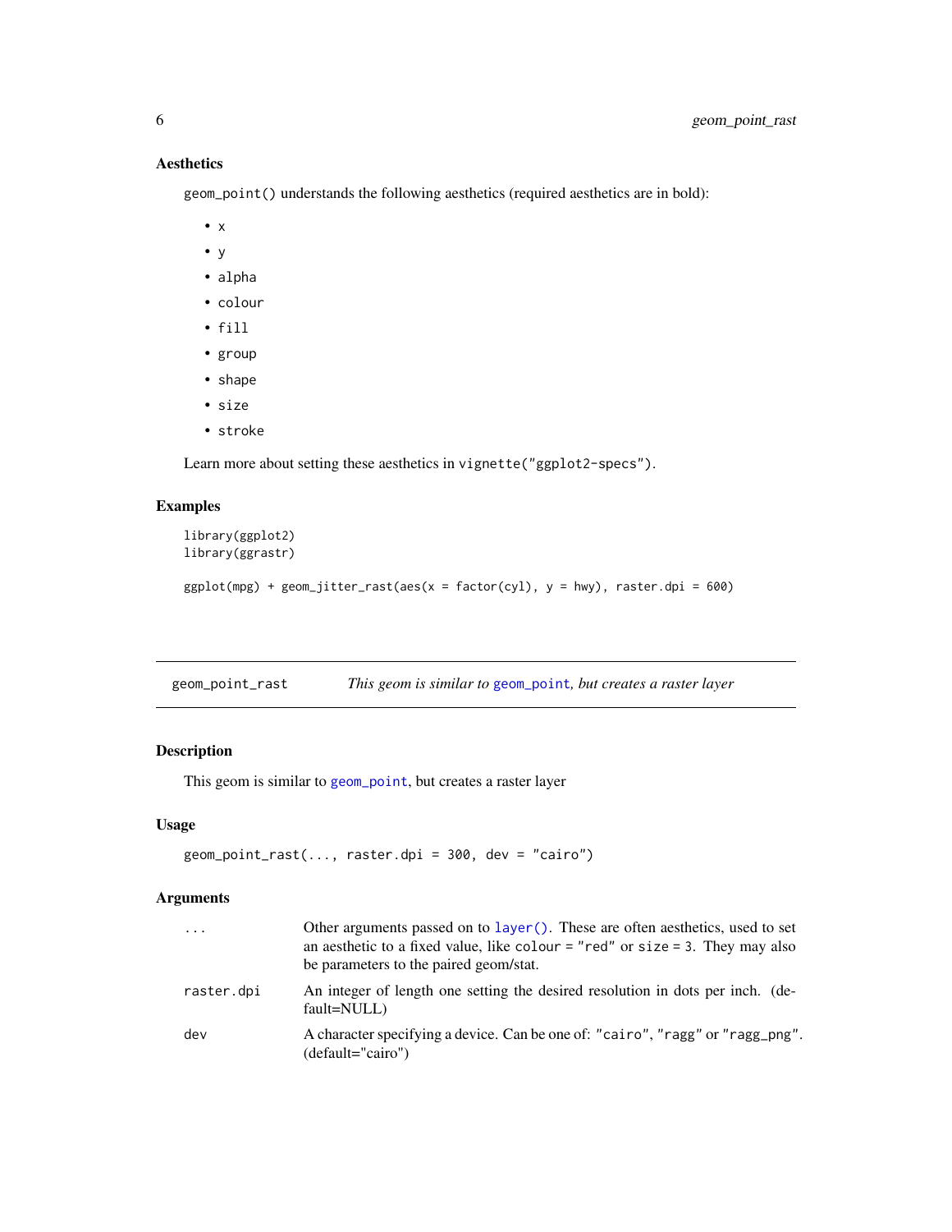### Aesthetics

`geom_point()` understands the following aesthetics (required aesthetics are in bold):

- `x`
- `y`
- `alpha`
- `colour`
- `fill`
- `group`
- `shape`
- `size`
- `stroke`

Learn more about setting these aesthetics in `vignette("ggplot2-specs")`.

### Examples

```
library(ggplot2)
library(ggrastr)

ggplot(mpg) + geom_jitter_rast(aes(x = factor(cyl), y = hwy), raster.dpi = 600)
```

---

## geom_point_rast — *This geom is similar to geom_point, but creates a raster layer*

---

### Description

This geom is similar to `geom_point`, but creates a raster layer

### Usage

```
geom_point_rast(..., raster.dpi = 300, dev = "cairo")
```

### Arguments

| | |
|---|---|
| `...` | Other arguments passed on to `layer()`. These are often aesthetics, used to set an aesthetic to a fixed value, like `colour = "red"` or `size = 3`. They may also be parameters to the paired geom/stat. |
| `raster.dpi` | An integer of length one setting the desired resolution in dots per inch. (default=NULL) |
| `dev` | A character specifying a device. Can be one of: `"cairo"`, `"ragg"` or `"ragg_png"`. (default="cairo") |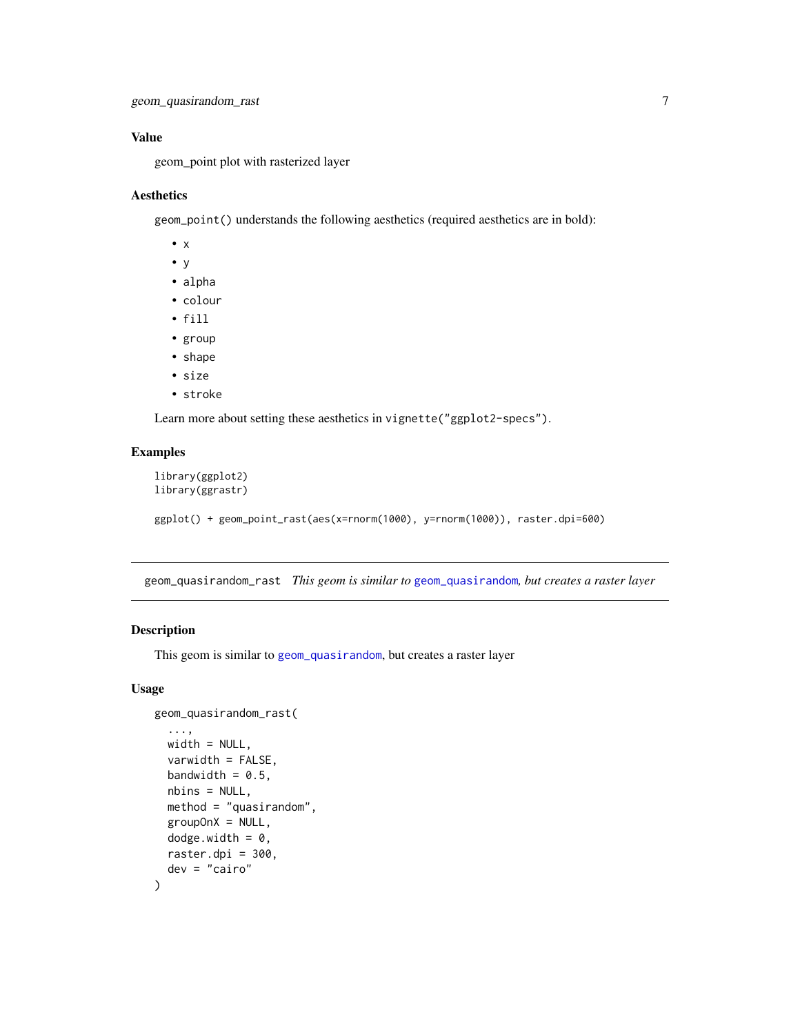### Value

geom_point plot with rasterized layer

### Aesthetics

`geom_point()` understands the following aesthetics (required aesthetics are in bold):

- `x`
- `y`
- `alpha`
- `colour`
- `fill`
- `group`
- `shape`
- `size`
- `stroke`

Learn more about setting these aesthetics in `vignette("ggplot2-specs")`.

### Examples

```
library(ggplot2)
library(ggrastr)

ggplot() + geom_point_rast(aes(x=rnorm(1000), y=rnorm(1000)), raster.dpi=600)
```

---

## geom_quasirandom_rast *This geom is similar to geom_quasirandom, but creates a raster layer*

---

### Description

This geom is similar to `geom_quasirandom`, but creates a raster layer

### Usage

```
geom_quasirandom_rast(
  ...,
  width = NULL,
  varwidth = FALSE,
  bandwidth = 0.5,
  nbins = NULL,
  method = "quasirandom",
  groupOnX = NULL,
  dodge.width = 0,
  raster.dpi = 300,
  dev = "cairo"
)
```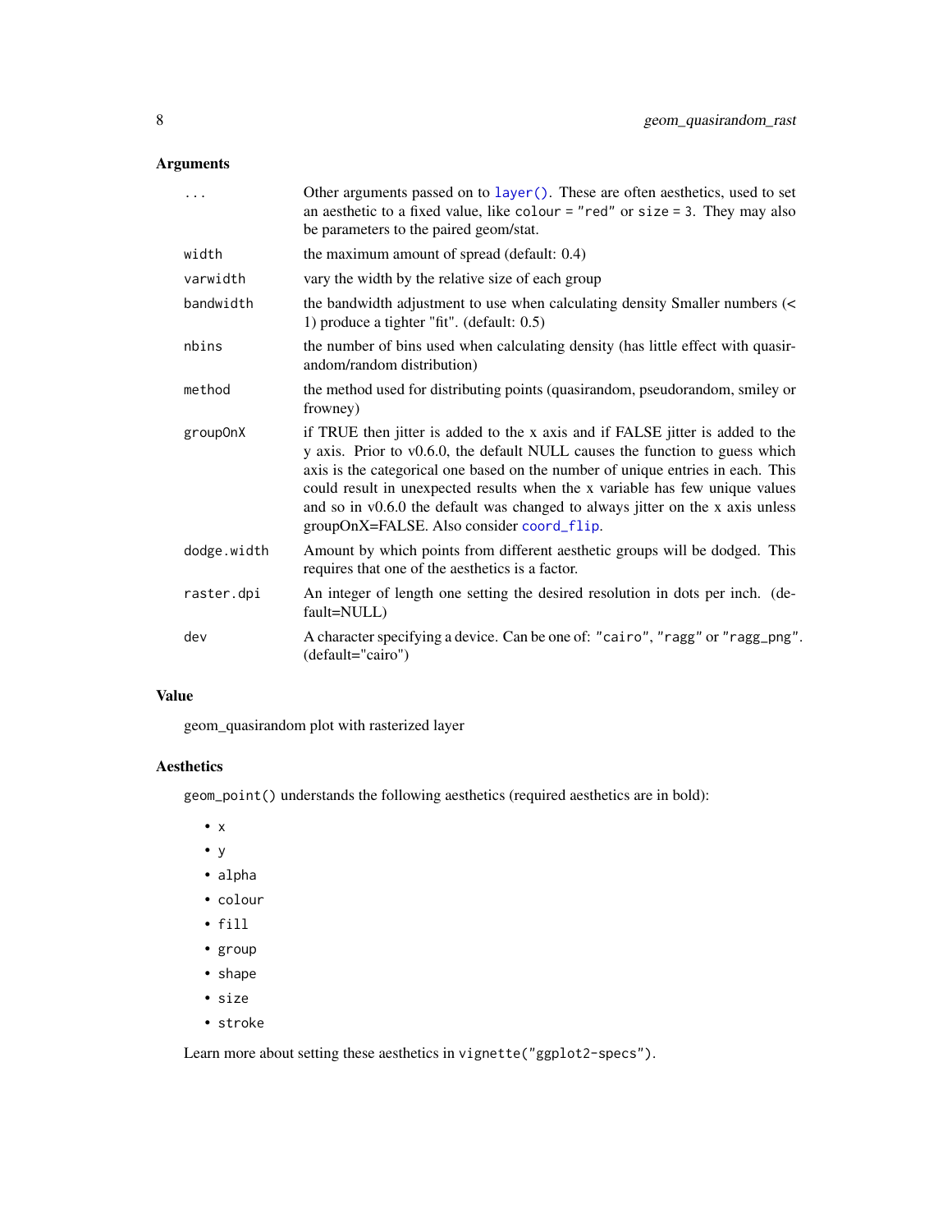## Arguments

| | |
|---|---|
| `...` | Other arguments passed on to `layer()`. These are often aesthetics, used to set an aesthetic to a fixed value, like `colour = "red"` or `size = 3`. They may also be parameters to the paired geom/stat. |
| `width` | the maximum amount of spread (default: 0.4) |
| `varwidth` | vary the width by the relative size of each group |
| `bandwidth` | the bandwidth adjustment to use when calculating density Smaller numbers (< 1) produce a tighter "fit". (default: 0.5) |
| `nbins` | the number of bins used when calculating density (has little effect with quasirandom/random distribution) |
| `method` | the method used for distributing points (quasirandom, pseudorandom, smiley or frowney) |
| `groupOnX` | if TRUE then jitter is added to the x axis and if FALSE jitter is added to the y axis. Prior to v0.6.0, the default NULL causes the function to guess which axis is the categorical one based on the number of unique entries in each. This could result in unexpected results when the x variable has few unique values and so in v0.6.0 the default was changed to always jitter on the x axis unless groupOnX=FALSE. Also consider `coord_flip`. |
| `dodge.width` | Amount by which points from different aesthetic groups will be dodged. This requires that one of the aesthetics is a factor. |
| `raster.dpi` | An integer of length one setting the desired resolution in dots per inch. (default=NULL) |
| `dev` | A character specifying a device. Can be one of: `"cairo"`, `"ragg"` or `"ragg_png"`. (default="cairo") |

## Value

geom_quasirandom plot with rasterized layer

## Aesthetics

`geom_point()` understands the following aesthetics (required aesthetics are in bold):

- `x`
- `y`
- `alpha`
- `colour`
- `fill`
- `group`
- `shape`
- `size`
- `stroke`

Learn more about setting these aesthetics in `vignette("ggplot2-specs")`.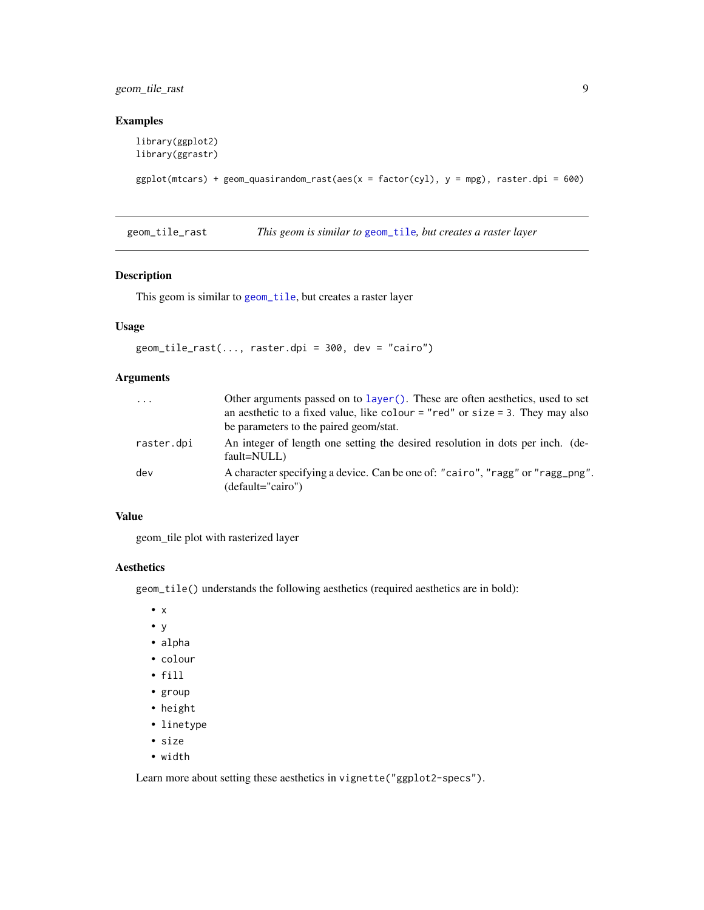### Examples

```
library(ggplot2)
library(ggrastr)

ggplot(mtcars) + geom_quasirandom_rast(aes(x = factor(cyl), y = mpg), raster.dpi = 600)
```

---

## geom_tile_rast — *This geom is similar to geom_tile, but creates a raster layer*

---

### Description

This geom is similar to `geom_tile`, but creates a raster layer

### Usage

```
geom_tile_rast(..., raster.dpi = 300, dev = "cairo")
```

### Arguments

| | |
|---|---|
| `...` | Other arguments passed on to `layer()`. These are often aesthetics, used to set an aesthetic to a fixed value, like `colour = "red"` or `size = 3`. They may also be parameters to the paired geom/stat. |
| `raster.dpi` | An integer of length one setting the desired resolution in dots per inch. (default=NULL) |
| `dev` | A character specifying a device. Can be one of: `"cairo"`, `"ragg"` or `"ragg_png"`. (default="cairo") |

### Value

geom_tile plot with rasterized layer

### Aesthetics

`geom_tile()` understands the following aesthetics (required aesthetics are in bold):

- `x`
- `y`
- `alpha`
- `colour`
- `fill`
- `group`
- `height`
- `linetype`
- `size`
- `width`

Learn more about setting these aesthetics in `vignette("ggplot2-specs")`.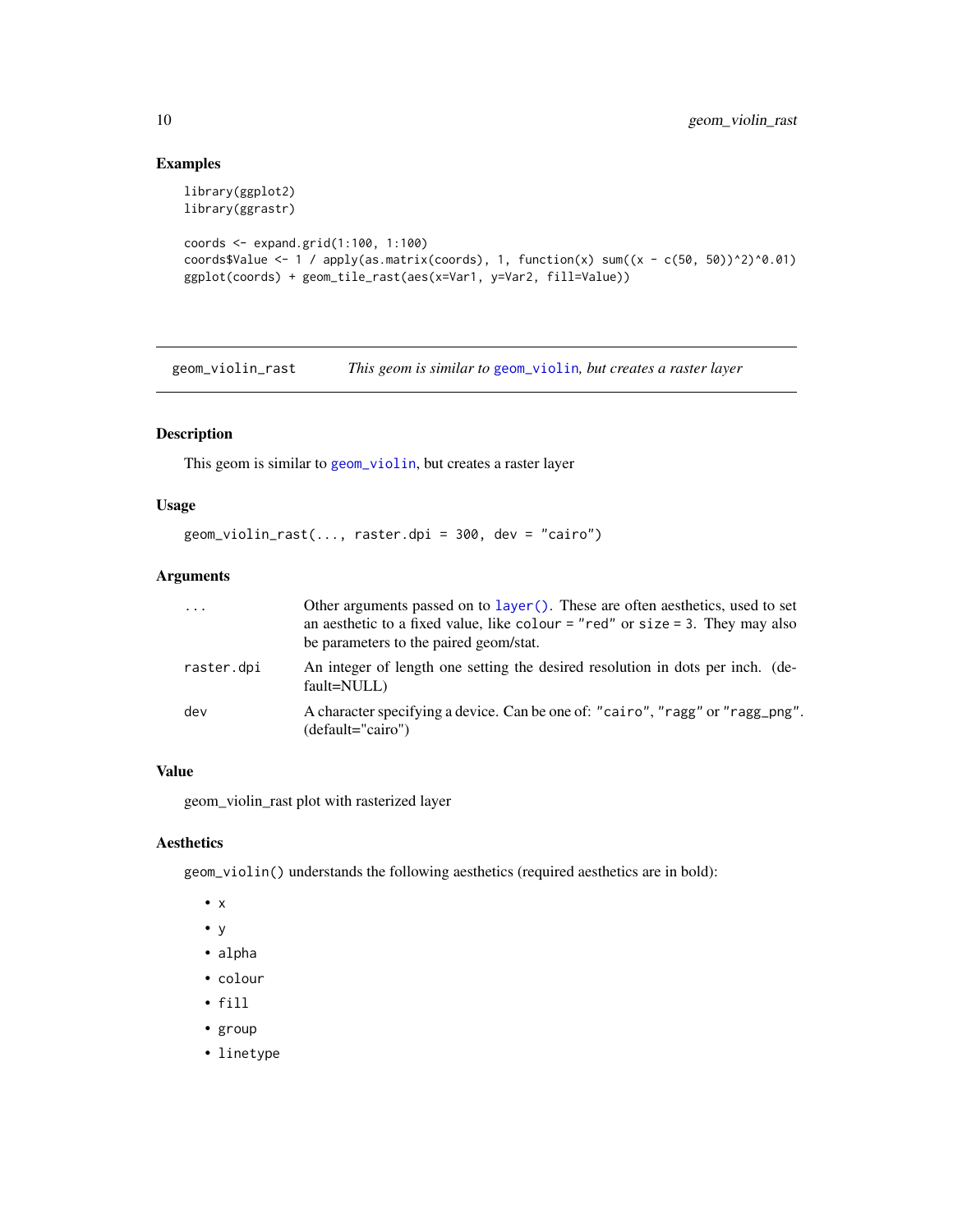## Examples

```
library(ggplot2)
library(ggrastr)

coords <- expand.grid(1:100, 1:100)
coords$Value <- 1 / apply(as.matrix(coords), 1, function(x) sum((x - c(50, 50))^2)^0.01)
ggplot(coords) + geom_tile_rast(aes(x=Var1, y=Var2, fill=Value))
```

---

# geom_violin_rast — *This geom is similar to geom_violin, but creates a raster layer*

## Description

This geom is similar to geom_violin, but creates a raster layer

## Usage

```
geom_violin_rast(..., raster.dpi = 300, dev = "cairo")
```

## Arguments

| Argument | Description |
|---|---|
| `...` | Other arguments passed on to `layer()`. These are often aesthetics, used to set an aesthetic to a fixed value, like `colour = "red"` or `size = 3`. They may also be parameters to the paired geom/stat. |
| `raster.dpi` | An integer of length one setting the desired resolution in dots per inch. (default=NULL) |
| `dev` | A character specifying a device. Can be one of: `"cairo"`, `"ragg"` or `"ragg_png"`. (default="cairo") |

## Value

geom_violin_rast plot with rasterized layer

## Aesthetics

`geom_violin()` understands the following aesthetics (required aesthetics are in bold):

- `x`
- `y`
- `alpha`
- `colour`
- `fill`
- `group`
- `linetype`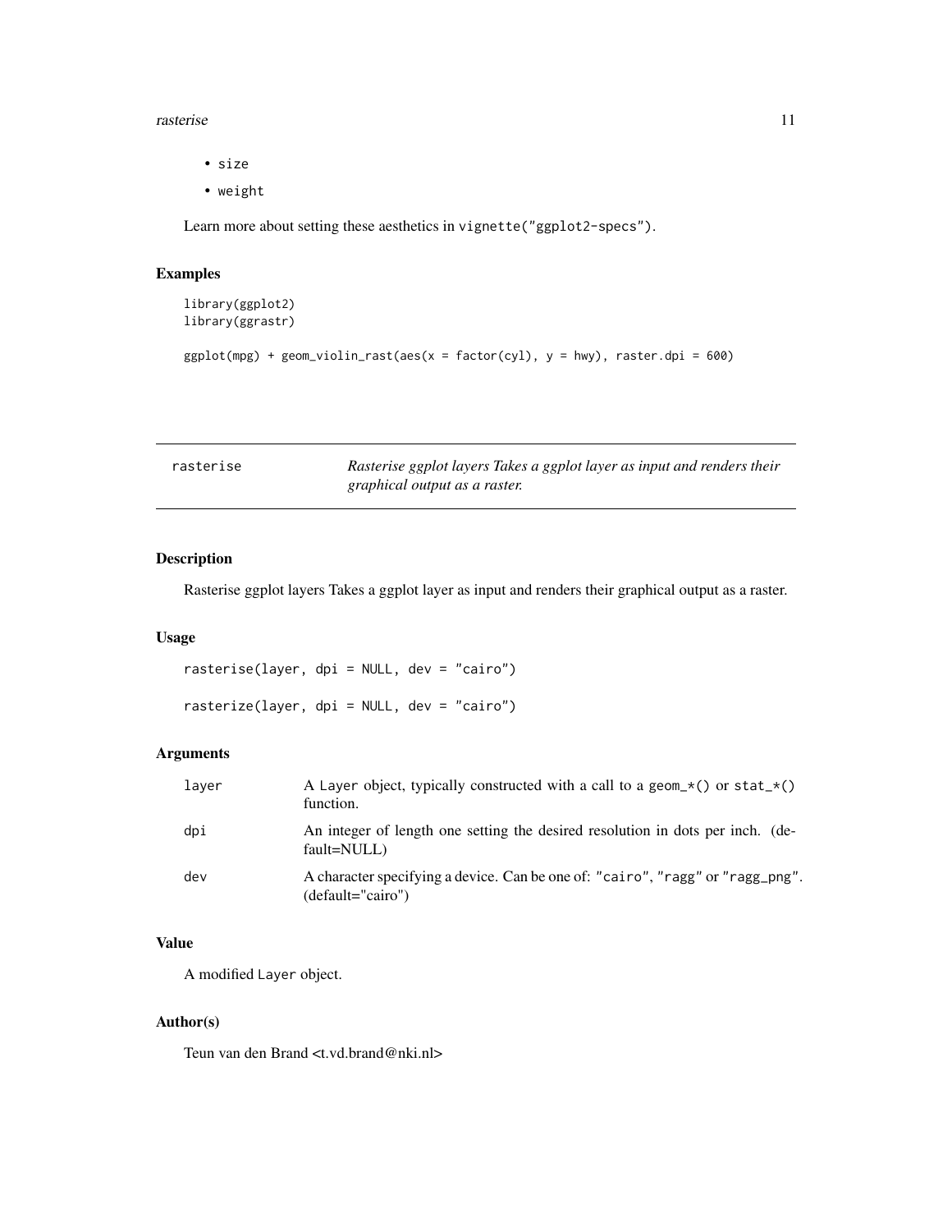- `size`
- `weight`

Learn more about setting these aesthetics in `vignette("ggplot2-specs")`.

## Examples

```
library(ggplot2)
library(ggrastr)

ggplot(mpg) + geom_violin_rast(aes(x = factor(cyl), y = hwy), raster.dpi = 600)
```

---

# rasterise — *Rasterise ggplot layers Takes a ggplot layer as input and renders their graphical output as a raster.*

## Description

Rasterise ggplot layers Takes a ggplot layer as input and renders their graphical output as a raster.

## Usage

```
rasterise(layer, dpi = NULL, dev = "cairo")

rasterize(layer, dpi = NULL, dev = "cairo")
```

## Arguments

| | |
|---|---|
| `layer` | A `Layer` object, typically constructed with a call to a `geom_*()` or `stat_*()` function. |
| `dpi` | An integer of length one setting the desired resolution in dots per inch. (default=NULL) |
| `dev` | A character specifying a device. Can be one of: `"cairo"`, `"ragg"` or `"ragg_png"`. (default="cairo") |

## Value

A modified `Layer` object.

## Author(s)

Teun van den Brand <t.vd.brand@nki.nl>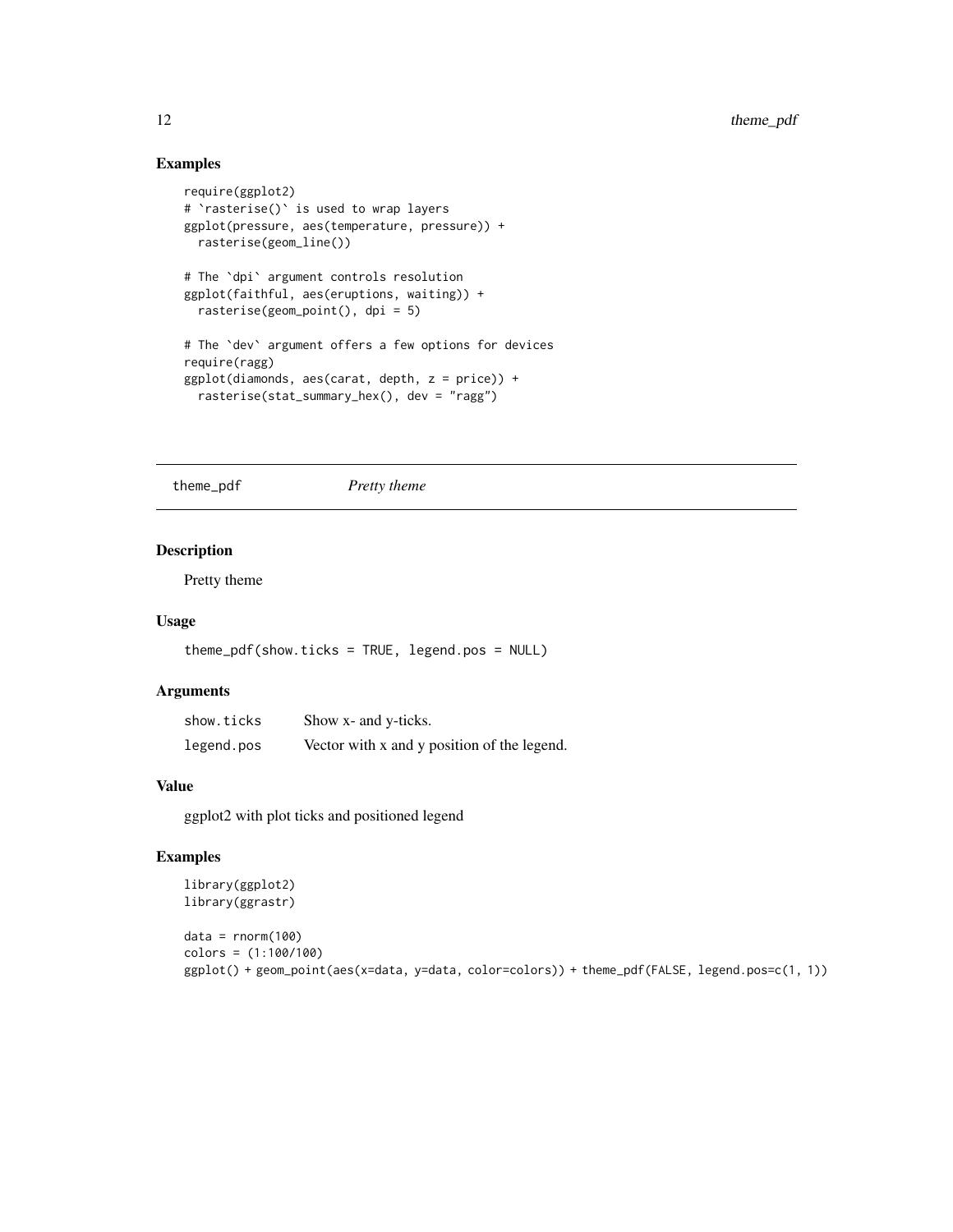## Examples

```
require(ggplot2)
# `rasterise()` is used to wrap layers
ggplot(pressure, aes(temperature, pressure)) +
  rasterise(geom_line())

# The `dpi` argument controls resolution
ggplot(faithful, aes(eruptions, waiting)) +
  rasterise(geom_point(), dpi = 5)

# The `dev` argument offers a few options for devices
require(ragg)
ggplot(diamonds, aes(carat, depth, z = price)) +
  rasterise(stat_summary_hex(), dev = "ragg")
```

---

# theme_pdf — *Pretty theme*

---

## Description

Pretty theme

## Usage

```
theme_pdf(show.ticks = TRUE, legend.pos = NULL)
```

## Arguments

| | |
|---|---|
| show.ticks | Show x- and y-ticks. |
| legend.pos | Vector with x and y position of the legend. |

## Value

ggplot2 with plot ticks and positioned legend

## Examples

```
library(ggplot2)
library(ggrastr)

data = rnorm(100)
colors = (1:100/100)
ggplot() + geom_point(aes(x=data, y=data, color=colors)) + theme_pdf(FALSE, legend.pos=c(1, 1))
```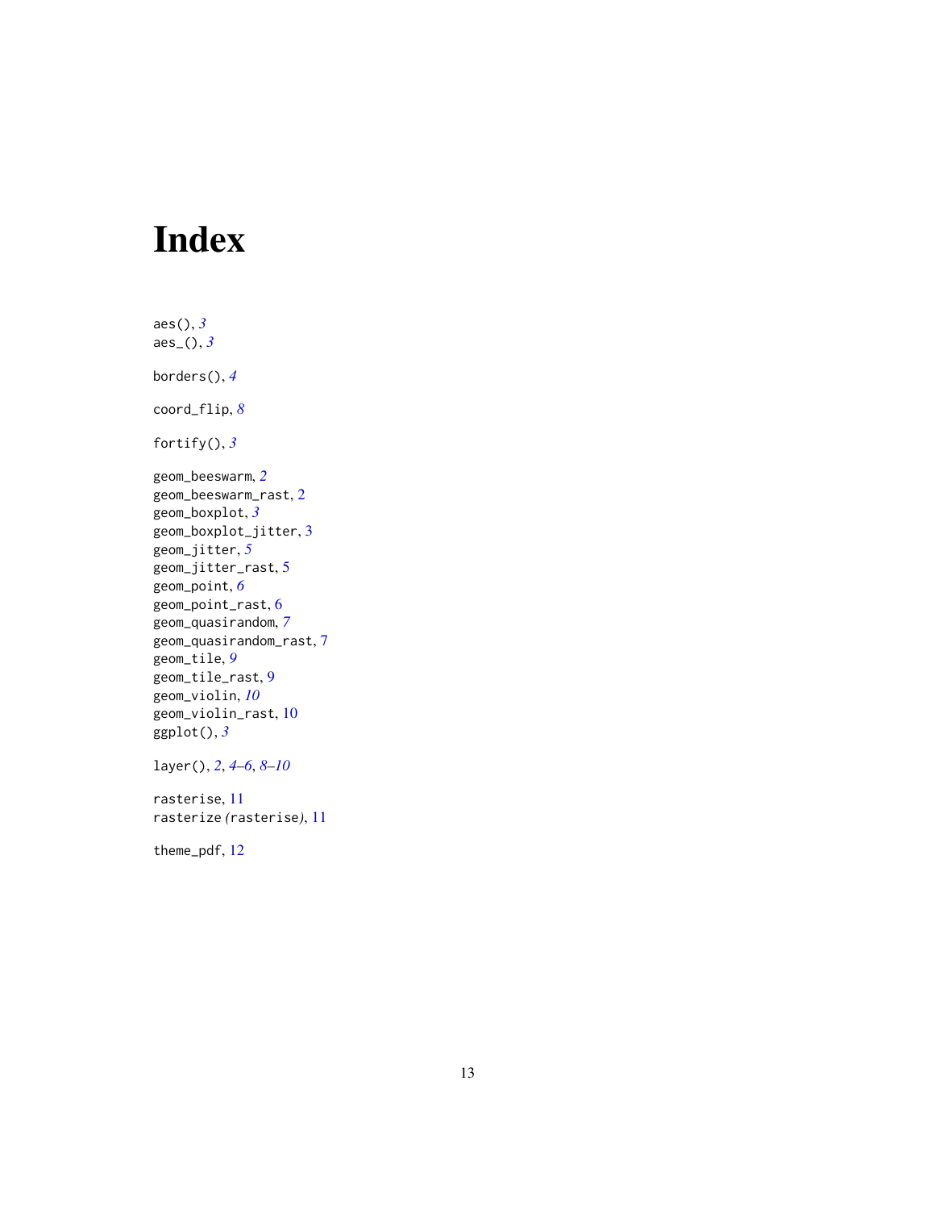# Index

aes(), *3*
aes_(), *3*

borders(), *4*

coord_flip, *8*

fortify(), *3*

geom_beeswarm, *2*
geom_beeswarm_rast, 2
geom_boxplot, *3*
geom_boxplot_jitter, 3
geom_jitter, *5*
geom_jitter_rast, 5
geom_point, *6*
geom_point_rast, 6
geom_quasirandom, *7*
geom_quasirandom_rast, 7
geom_tile, *9*
geom_tile_rast, 9
geom_violin, *10*
geom_violin_rast, 10
ggplot(), *3*

layer(), *2*, *4–6*, *8–10*

rasterise, 11
rasterize *(*rasterise*)*, 11

theme_pdf, 12